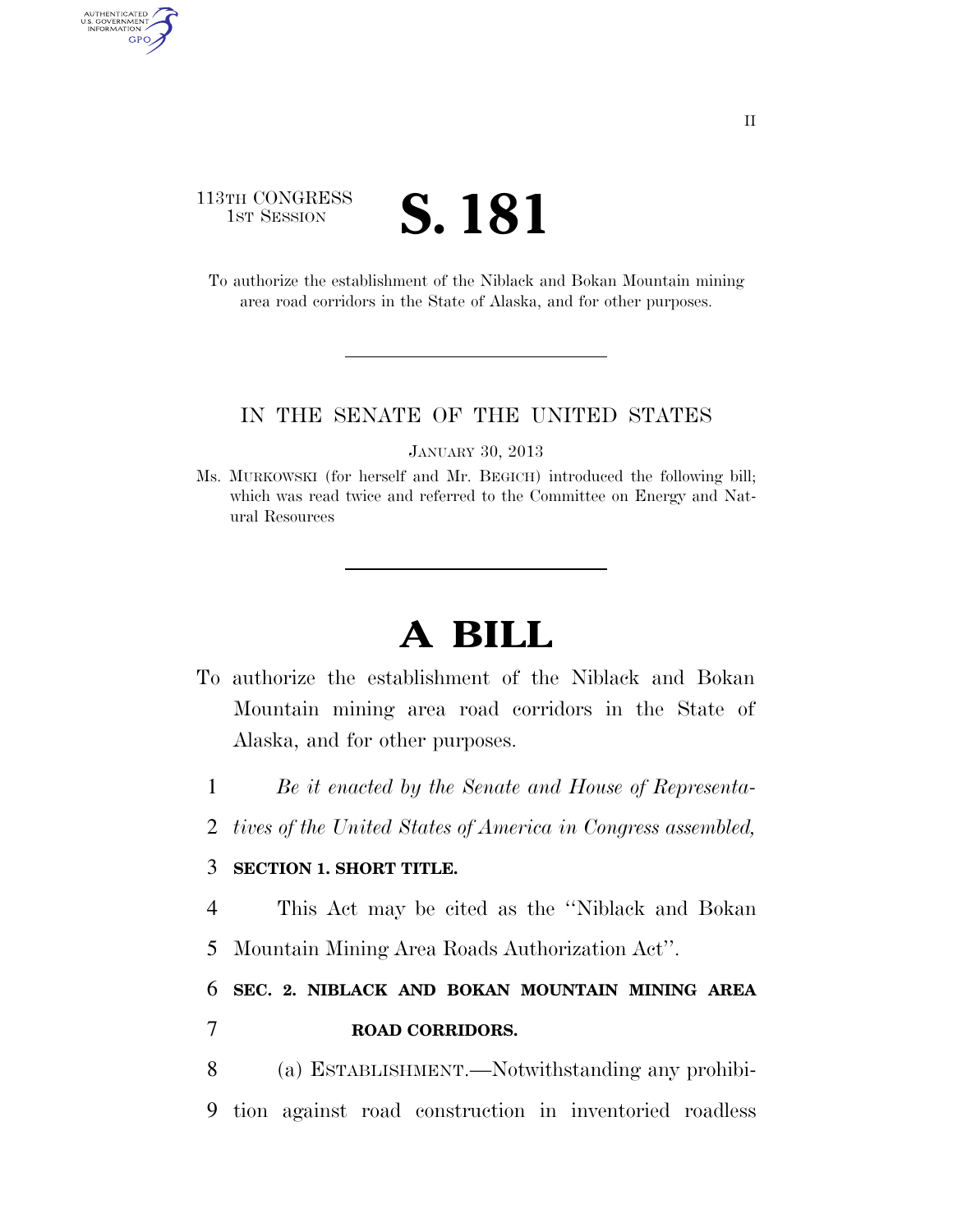113TH CONGRESS
1ST SESSION

# S. 181

To authorize the establishment of the Niblack and Bokan Mountain mining area road corridors in the State of Alaska, and for other purposes.

IN THE SENATE OF THE UNITED STATES

JANUARY 30, 2013

Ms. MURKOWSKI (for herself and Mr. BEGICH) introduced the following bill; which was read twice and referred to the Committee on Energy and Natural Resources

# A BILL

To authorize the establishment of the Niblack and Bokan Mountain mining area road corridors in the State of Alaska, and for other purposes.

1 *Be it enacted by the Senate and House of Representa-*
2 *tives of the United States of America in Congress assembled,*

3 **SECTION 1. SHORT TITLE.**

4 This Act may be cited as the ''Niblack and Bokan
5 Mountain Mining Area Roads Authorization Act''.

6 **SEC. 2. NIBLACK AND BOKAN MOUNTAIN MINING AREA**
7 **ROAD CORRIDORS.**

8 (a) ESTABLISHMENT.—Notwithstanding any prohibi-
9 tion against road construction in inventoried roadless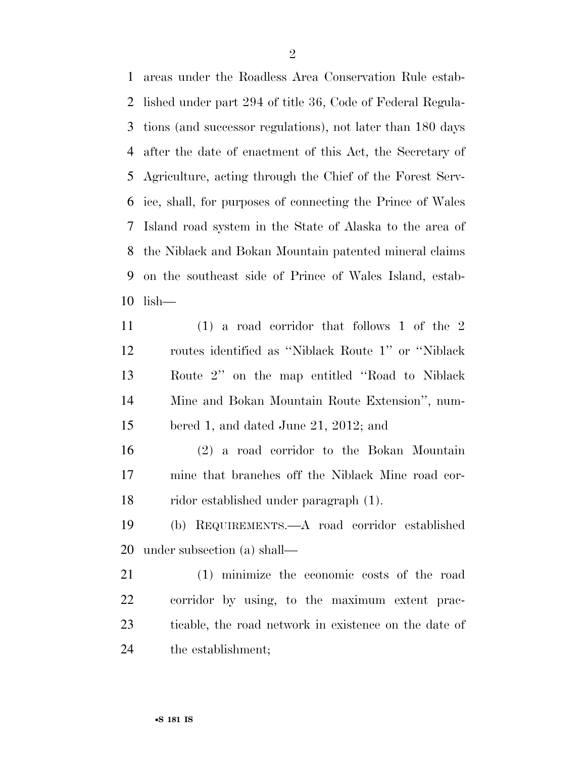areas under the Roadless Area Conservation Rule established under part 294 of title 36, Code of Federal Regulations (and successor regulations), not later than 180 days after the date of enactment of this Act, the Secretary of Agriculture, acting through the Chief of the Forest Service, shall, for purposes of connecting the Prince of Wales Island road system in the State of Alaska to the area of the Niblack and Bokan Mountain patented mineral claims on the southeast side of Prince of Wales Island, establish—

(1) a road corridor that follows 1 of the 2 routes identified as ''Niblack Route 1'' or ''Niblack Route 2'' on the map entitled ''Road to Niblack Mine and Bokan Mountain Route Extension'', numbered 1, and dated June 21, 2012; and

(2) a road corridor to the Bokan Mountain mine that branches off the Niblack Mine road corridor established under paragraph (1).

(b) REQUIREMENTS.—A road corridor established under subsection (a) shall—

(1) minimize the economic costs of the road corridor by using, to the maximum extent practicable, the road network in existence on the date of the establishment;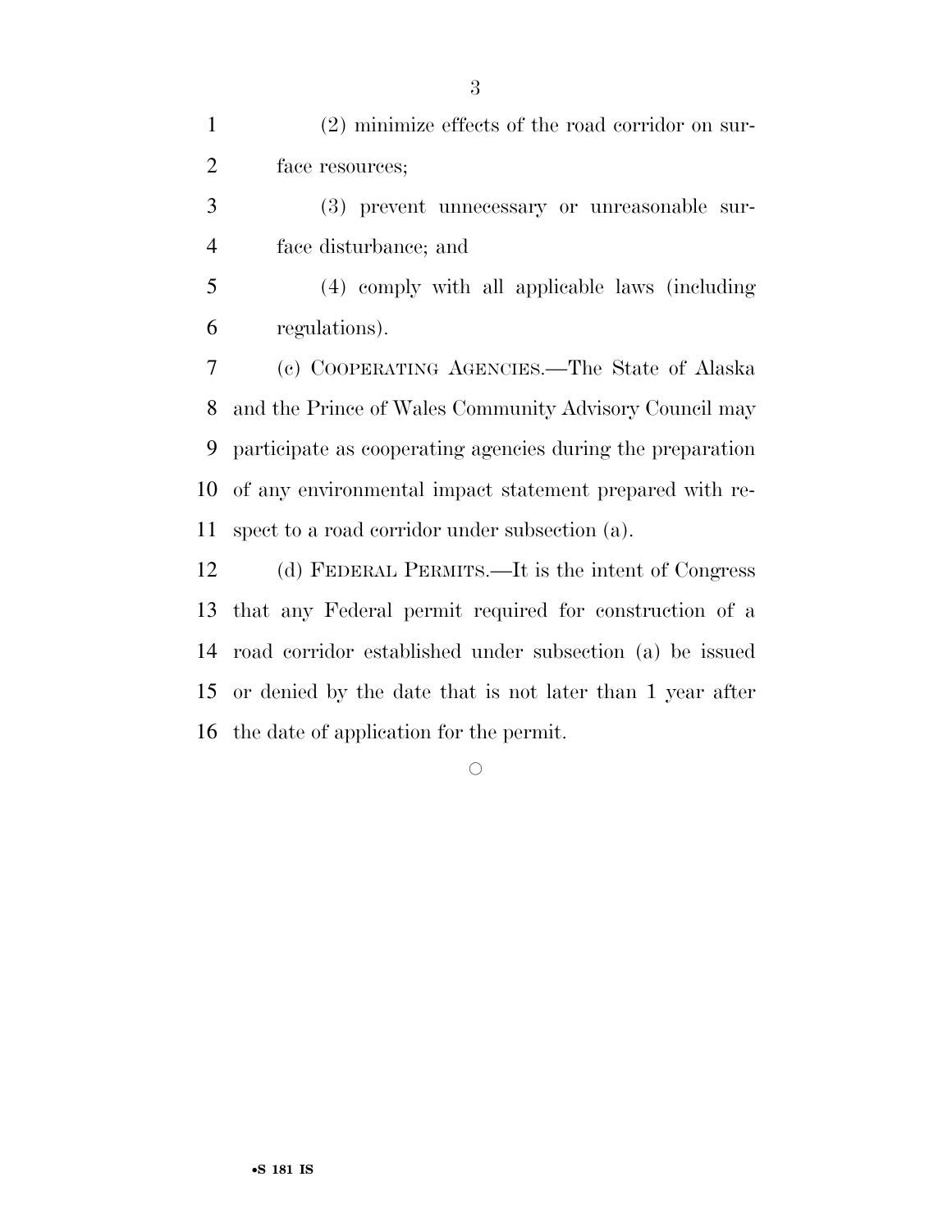(2) minimize effects of the road corridor on surface resources;

(3) prevent unnecessary or unreasonable surface disturbance; and

(4) comply with all applicable laws (including regulations).

(c) COOPERATING AGENCIES.—The State of Alaska and the Prince of Wales Community Advisory Council may participate as cooperating agencies during the preparation of any environmental impact statement prepared with respect to a road corridor under subsection (a).

(d) FEDERAL PERMITS.—It is the intent of Congress that any Federal permit required for construction of a road corridor established under subsection (a) be issued or denied by the date that is not later than 1 year after the date of application for the permit.

○